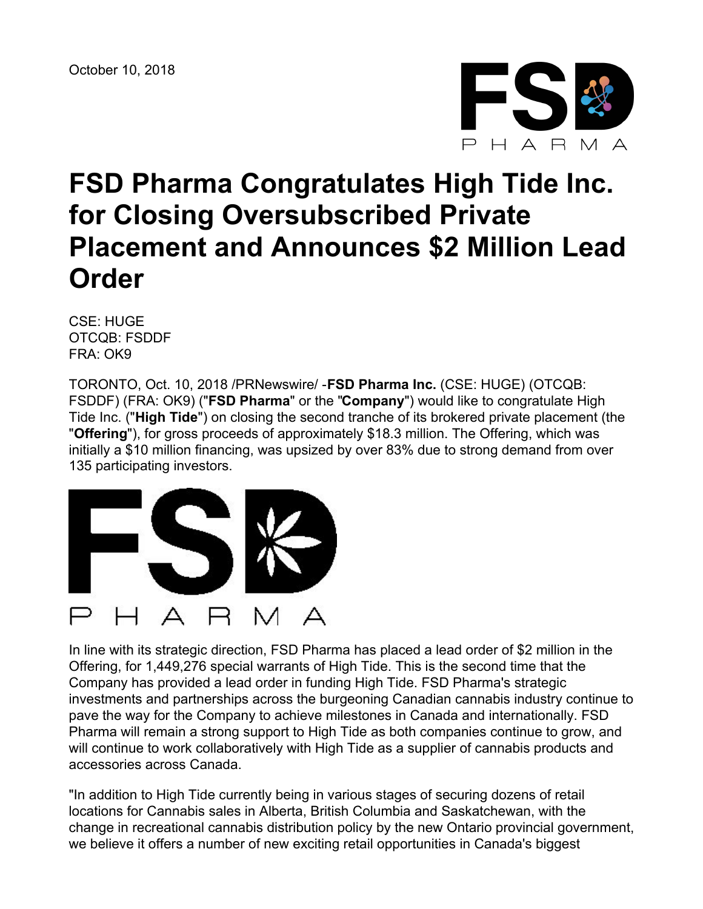October 10, 2018

# FSD Pharma Congratulates High Tide Inc. for Closing Oversubscribed Private Placement and Announces $2 Million Lead Order

CSE: HUGE
OTCQB: FSDDF
FRA: OK9

TORONTO, Oct. 10, 2018 /PRNewswire/ -**FSD Pharma Inc.** (CSE: HUGE) (OTCQB: FSDDF) (FRA: OK9) ("**FSD Pharma**" or the "**Company**") would like to congratulate High Tide Inc. ("**High Tide**") on closing the second tranche of its brokered private placement (the "**Offering**"), for gross proceeds of approximately $18.3 million. The Offering, which was initially a $10 million financing, was upsized by over 83% due to strong demand from over 135 participating investors.

In line with its strategic direction, FSD Pharma has placed a lead order of $2 million in the Offering, for 1,449,276 special warrants of High Tide. This is the second time that the Company has provided a lead order in funding High Tide. FSD Pharma's strategic investments and partnerships across the burgeoning Canadian cannabis industry continue to pave the way for the Company to achieve milestones in Canada and internationally. FSD Pharma will remain a strong support to High Tide as both companies continue to grow, and will continue to work collaboratively with High Tide as a supplier of cannabis products and accessories across Canada.

"In addition to High Tide currently being in various stages of securing dozens of retail locations for Cannabis sales in Alberta, British Columbia and Saskatchewan, with the change in recreational cannabis distribution policy by the new Ontario provincial government, we believe it offers a number of new exciting retail opportunities in Canada's biggest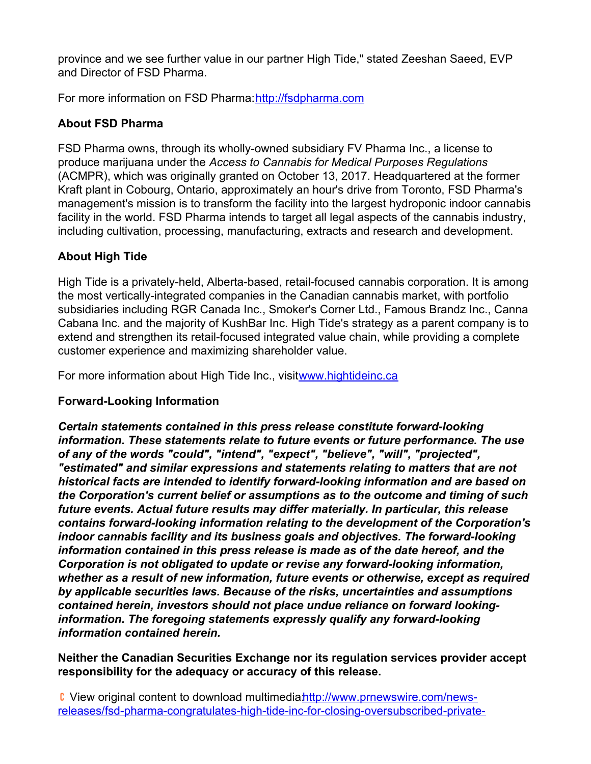province and we see further value in our partner High Tide," stated Zeeshan Saeed, EVP and Director of FSD Pharma.

For more information on FSD Pharma: [http://fsdpharma.com](http://fsdpharma.com)

### About FSD Pharma

FSD Pharma owns, through its wholly-owned subsidiary FV Pharma Inc., a license to produce marijuana under the *Access to Cannabis for Medical Purposes Regulations* (ACMPR), which was originally granted on October 13, 2017. Headquartered at the former Kraft plant in Cobourg, Ontario, approximately an hour's drive from Toronto, FSD Pharma's management's mission is to transform the facility into the largest hydroponic indoor cannabis facility in the world. FSD Pharma intends to target all legal aspects of the cannabis industry, including cultivation, processing, manufacturing, extracts and research and development.

### About High Tide

High Tide is a privately-held, Alberta-based, retail-focused cannabis corporation. It is among the most vertically-integrated companies in the Canadian cannabis market, with portfolio subsidiaries including RGR Canada Inc., Smoker's Corner Ltd., Famous Brandz Inc., Canna Cabana Inc. and the majority of KushBar Inc. High Tide's strategy as a parent company is to extend and strengthen its retail-focused integrated value chain, while providing a complete customer experience and maximizing shareholder value.

For more information about High Tide Inc., visit [www.hightideinc.ca](http://www.hightideinc.ca)

### Forward-Looking Information

***Certain statements contained in this press release constitute forward-looking information. These statements relate to future events or future performance. The use of any of the words "could", "intend", "expect", "believe", "will", "projected", "estimated" and similar expressions and statements relating to matters that are not historical facts are intended to identify forward-looking information and are based on the Corporation's current belief or assumptions as to the outcome and timing of such future events. Actual future results may differ materially. In particular, this release contains forward-looking information relating to the development of the Corporation's indoor cannabis facility and its business goals and objectives. The forward-looking information contained in this press release is made as of the date hereof, and the Corporation is not obligated to update or revise any forward-looking information, whether as a result of new information, future events or otherwise, except as required by applicable securities laws. Because of the risks, uncertainties and assumptions contained herein, investors should not place undue reliance on forward looking-information. The foregoing statements expressly qualify any forward-looking information contained herein.***

**Neither the Canadian Securities Exchange nor its regulation services provider accept responsibility for the adequacy or accuracy of this release.**

View original content to download multimedia: [http://www.prnewswire.com/news-releases/fsd-pharma-congratulates-high-tide-inc-for-closing-oversubscribed-private-](http://www.prnewswire.com/news-releases/fsd-pharma-congratulates-high-tide-inc-for-closing-oversubscribed-private-)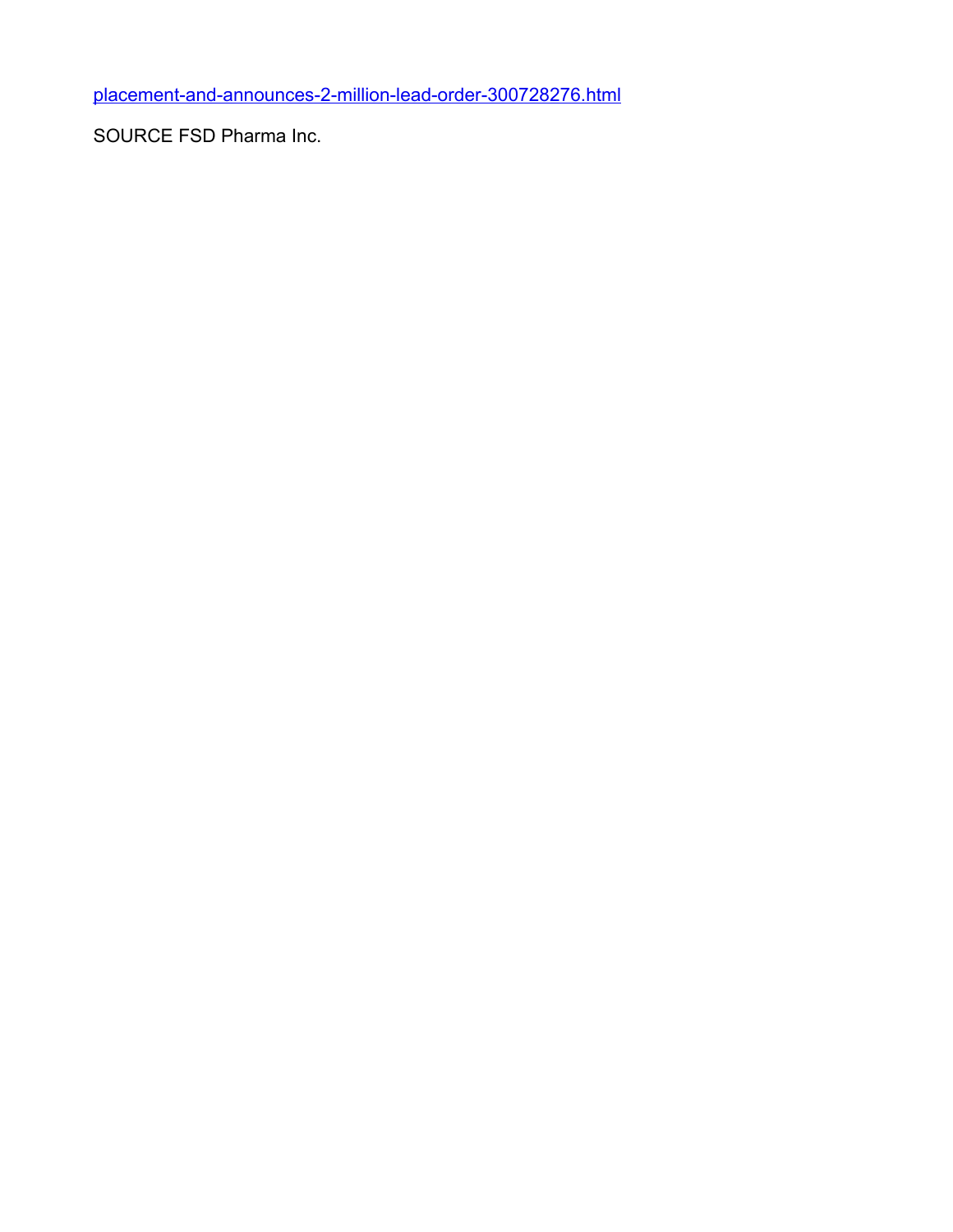placement-and-announces-2-million-lead-order-300728276.html

SOURCE FSD Pharma Inc.